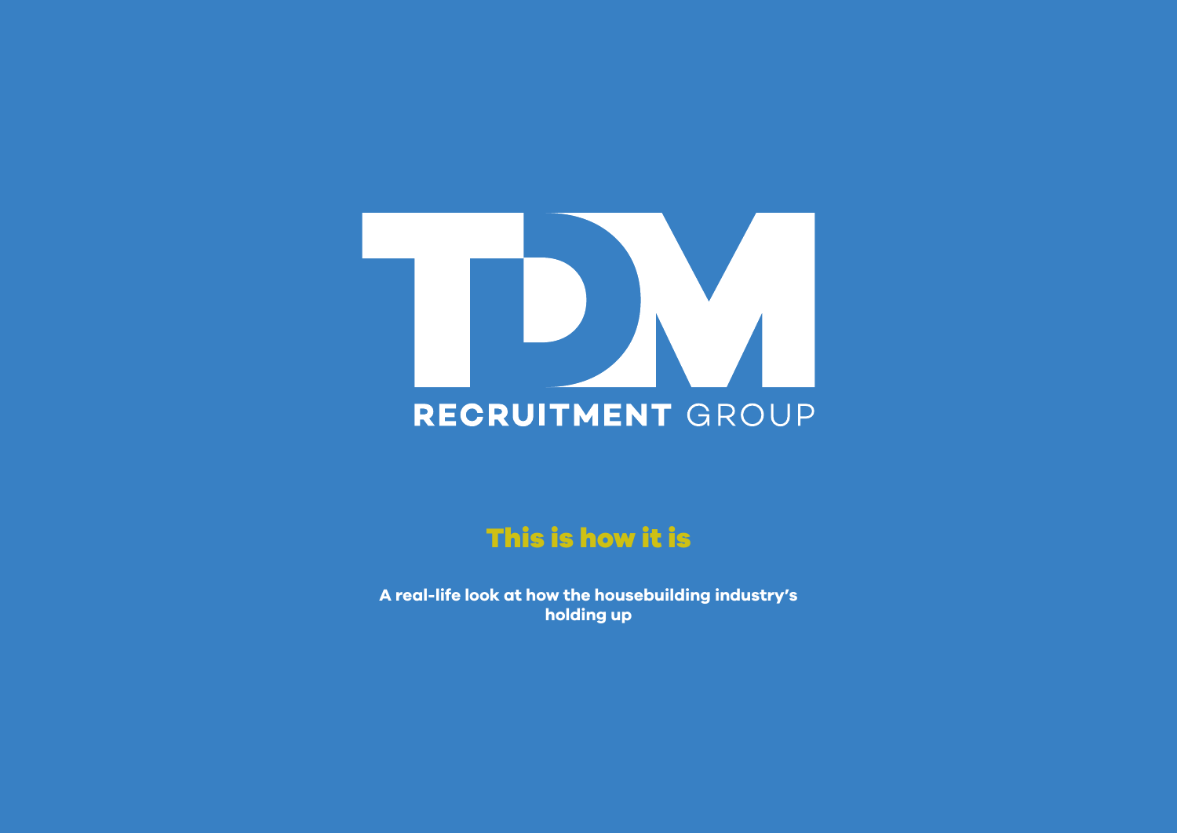TDM

RECRUITMENT GROUP

# This is how it is

**A real-life look at how the housebuilding industry's holding up**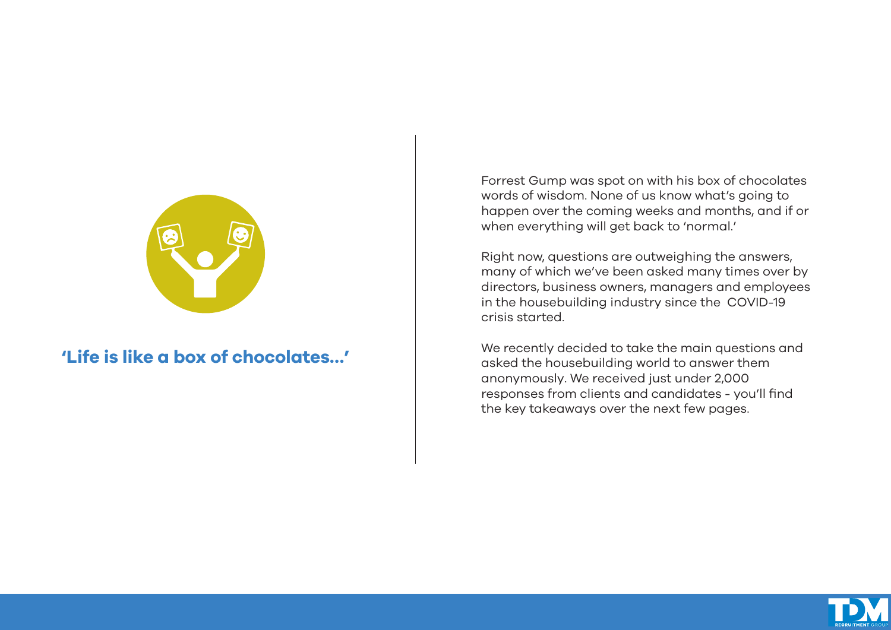## 'Life is like a box of chocolates...'

Forrest Gump was spot on with his box of chocolates words of wisdom. None of us know what's going to happen over the coming weeks and months, and if or when everything will get back to 'normal.'

Right now, questions are outweighing the answers, many of which we've been asked many times over by directors, business owners, managers and employees in the housebuilding industry since the COVID-19 crisis started.

We recently decided to take the main questions and asked the housebuilding world to answer them anonymously. We received just under 2,000 responses from clients and candidates - you'll find the key takeaways over the next few pages.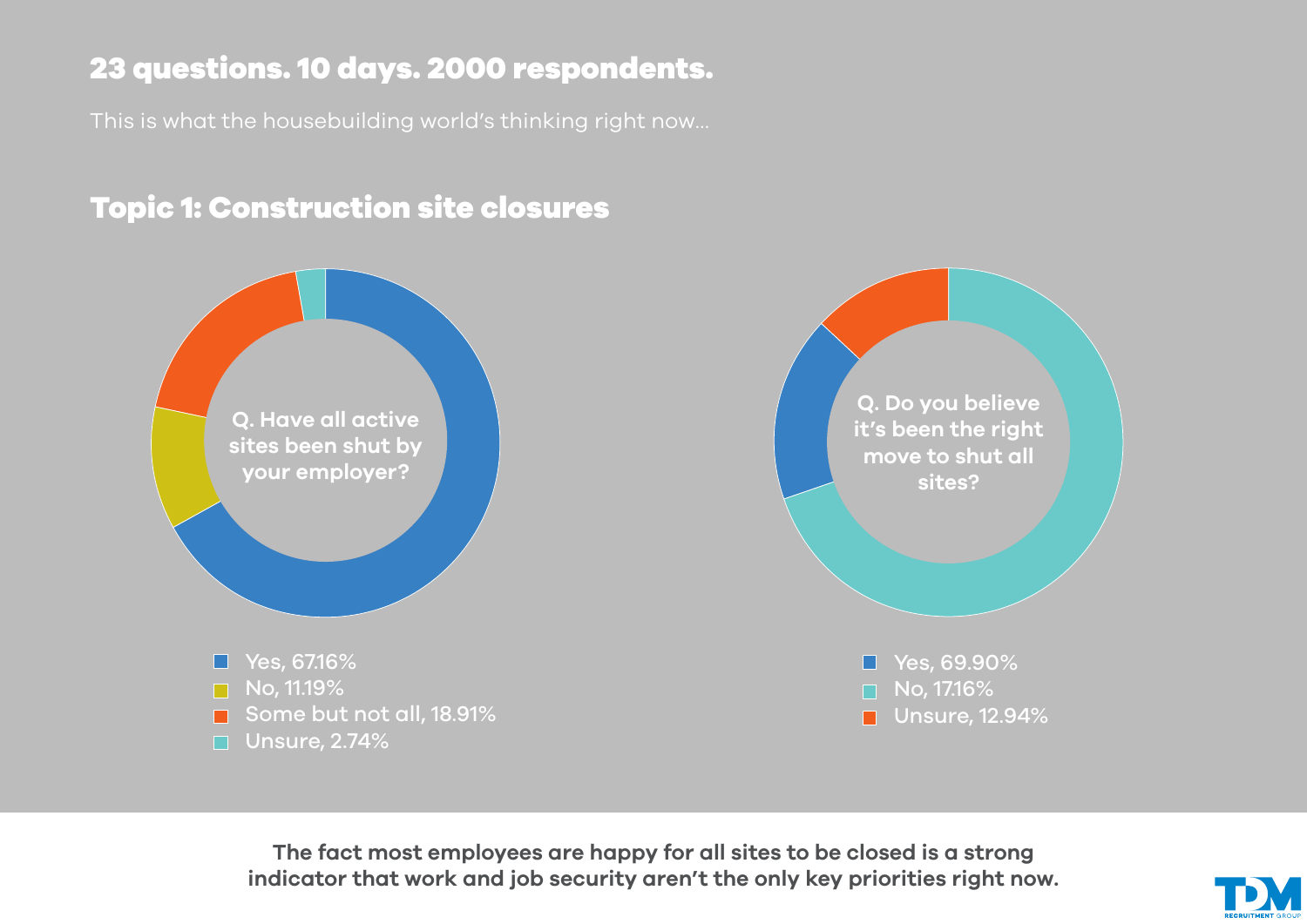## 23 questions. 10 days. 2000 respondents.

This is what the housebuilding world's thinking right now...

## Topic 1: Construction site closures

**Q. Have all active sites been shut by your employer?**

- Yes, 67.16%
- No, 11.19%
- Some but not all, 18.91%
- Unsure, 2.74%

**Q. Do you believe it's been the right move to shut all sites?**

- Yes, 69.90%
- No, 17.16%
- Unsure, 12.94%

**The fact most employees are happy for all sites to be closed is a strong indicator that work and job security aren't the only key priorities right now.**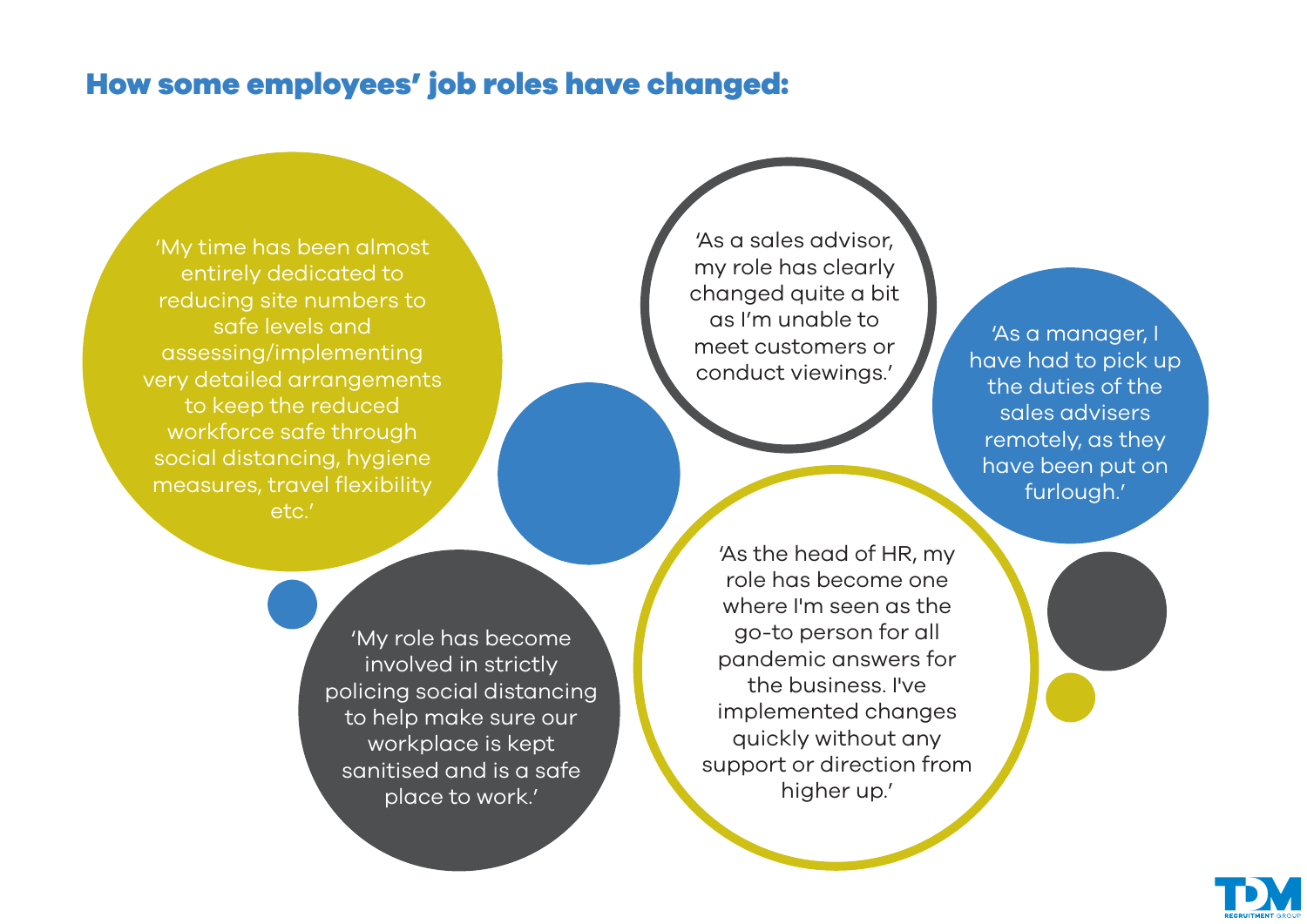## How some employees' job roles have changed:

'My time has been almost entirely dedicated to reducing site numbers to safe levels and assessing/implementing very detailed arrangements to keep the reduced workforce safe through social distancing, hygiene measures, travel flexibility etc.'

'As a sales advisor, my role has clearly changed quite a bit as I'm unable to meet customers or conduct viewings.'

'As a manager, I have had to pick up the duties of the sales advisers remotely, as they have been put on furlough.'

'My role has become involved in strictly policing social distancing to help make sure our workplace is kept sanitised and is a safe place to work.'

'As the head of HR, my role has become one where I'm seen as the go-to person for all pandemic answers for the business. I've implemented changes quickly without any support or direction from higher up.'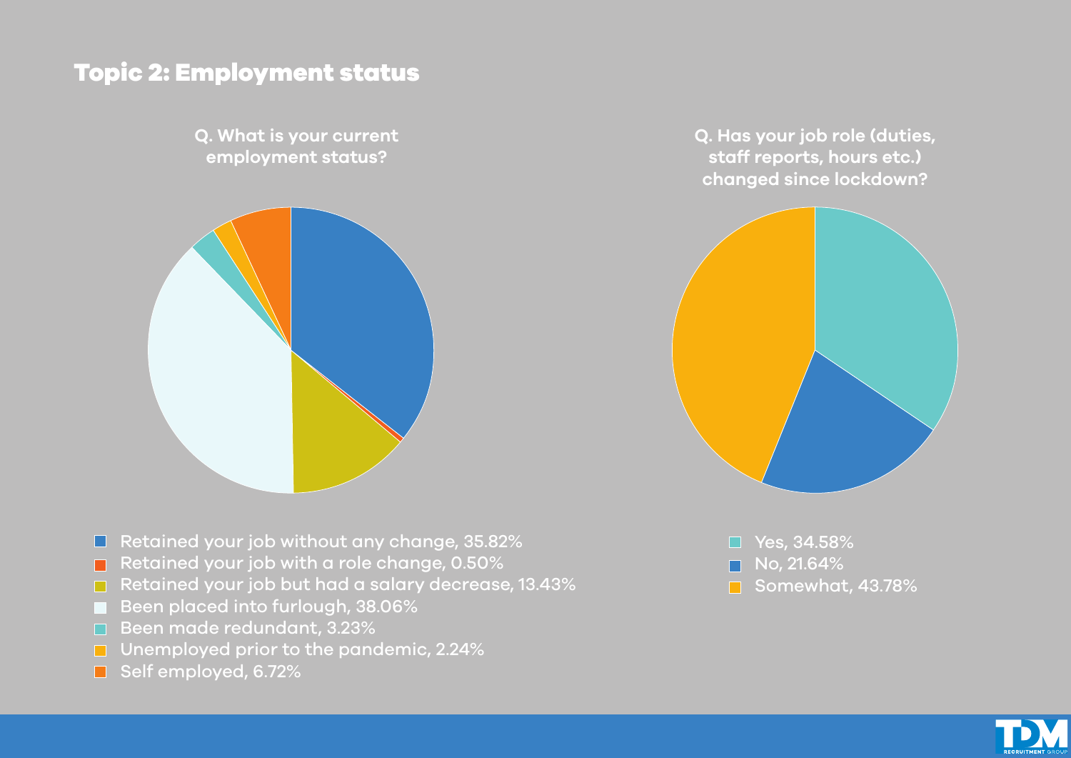## Topic 2: Employment status

**Q. What is your current employment status?**

- Retained your job without any change, 35.82%
- Retained your job with a role change, 0.50%
- Retained your job but had a salary decrease, 13.43%
- Been placed into furlough, 38.06%
- Been made redundant, 3.23%
- Unemployed prior to the pandemic, 2.24%
- Self employed, 6.72%

**Q. Has your job role (duties, staff reports, hours etc.) changed since lockdown?**

- Yes, 34.58%
- No, 21.64%
- Somewhat, 43.78%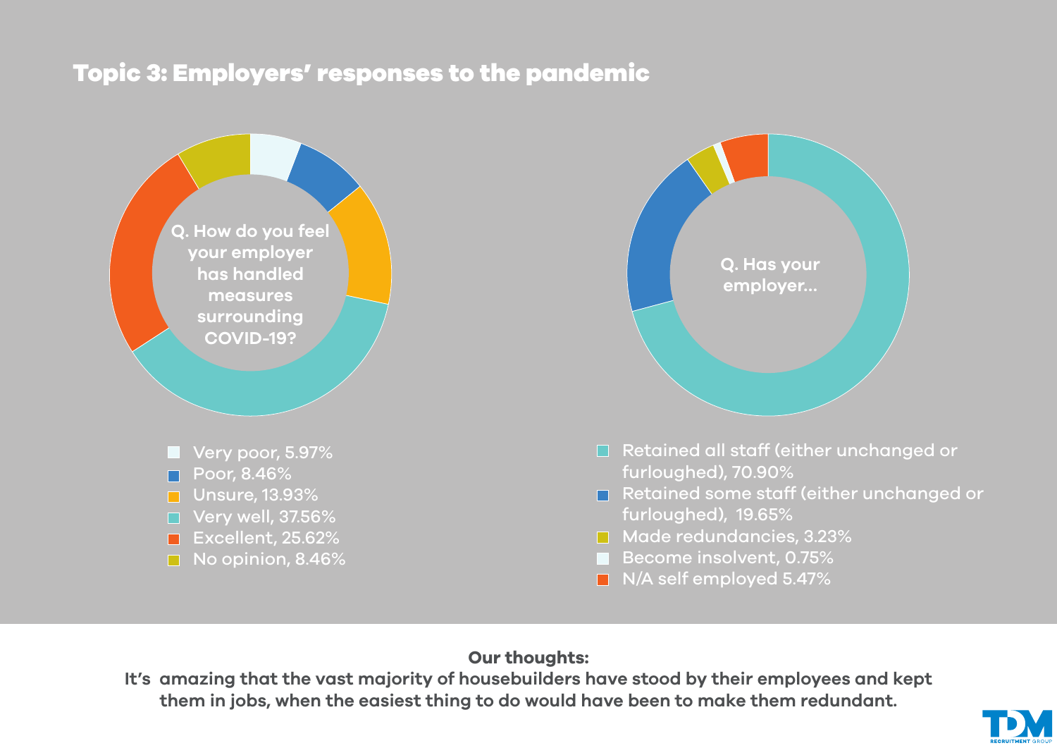# Topic 3: Employers' responses to the pandemic

**Q. How do you feel your employer has handled measures surrounding COVID-19?**

- Very poor, 5.97%
- Poor, 8.46%
- Unsure, 13.93%
- Very well, 37.56%
- Excellent, 25.62%
- No opinion, 8.46%

**Q. Has your employer...**

- Retained all staff (either unchanged or furloughed), 70.90%
- Retained some staff (either unchanged or furloughed), 19.65%
- Made redundancies, 3.23%
- Become insolvent, 0.75%
- N/A self employed 5.47%

**Our thoughts:**

**It's amazing that the vast majority of housebuilders have stood by their employees and kept them in jobs, when the easiest thing to do would have been to make them redundant.**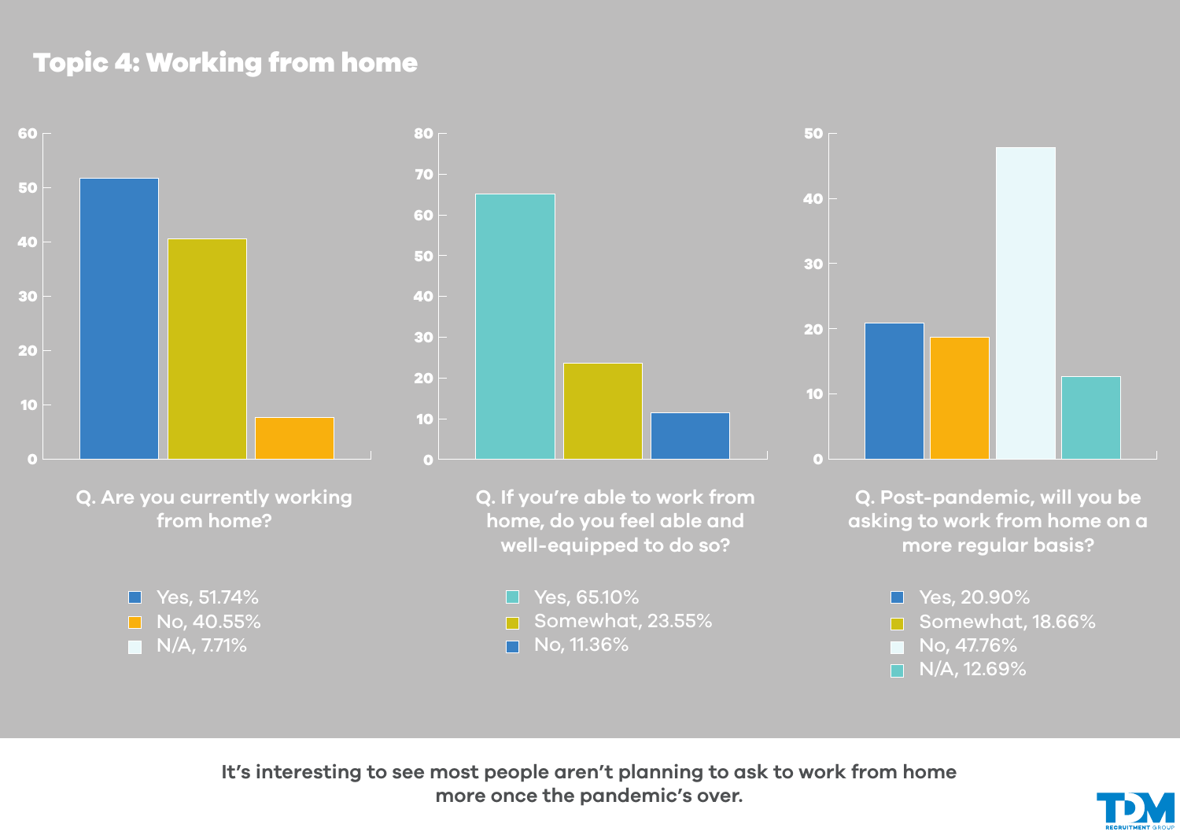## Topic 4: Working from home

**Q. Are you currently working from home?**

- Yes, 51.74%
- No, 40.55%
- N/A, 7.71%

**Q. If you're able to work from home, do you feel able and well-equipped to do so?**

- Yes, 65.10%
- Somewhat, 23.55%
- No, 11.36%

**Q. Post-pandemic, will you be asking to work from home on a more regular basis?**

- Yes, 20.90%
- Somewhat, 18.66%
- No, 47.76%
- N/A, 12.69%

**It's interesting to see most people aren't planning to ask to work from home more once the pandemic's over.**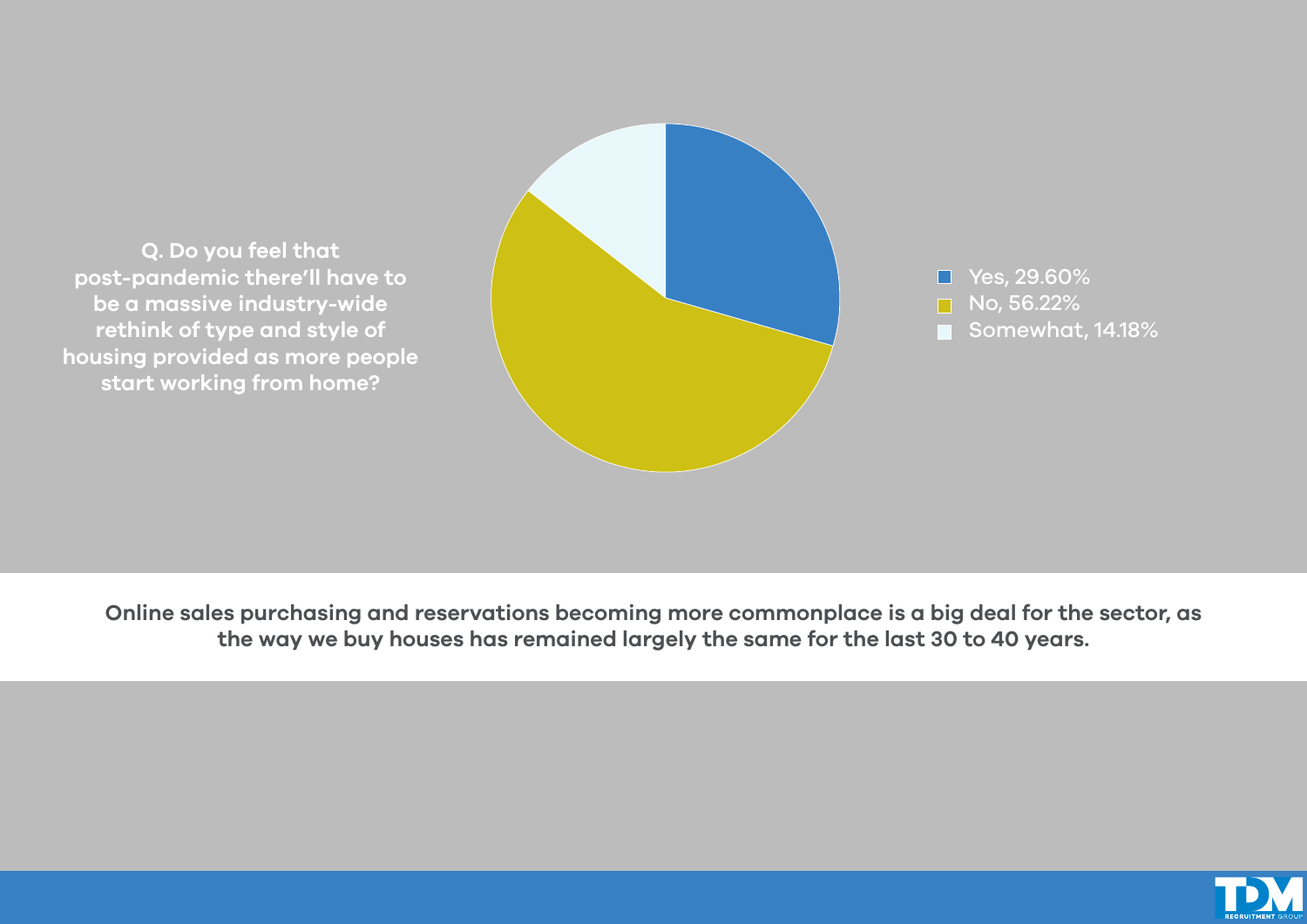**Q. Do you feel that post-pandemic there'll have to be a massive industry-wide rethink of type and style of housing provided as more people start working from home?**

- Yes, 29.60%
- No, 56.22%
- Somewhat, 14.18%

**Online sales purchasing and reservations becoming more commonplace is a big deal for the sector, as the way we buy houses has remained largely the same for the last 30 to 40 years.**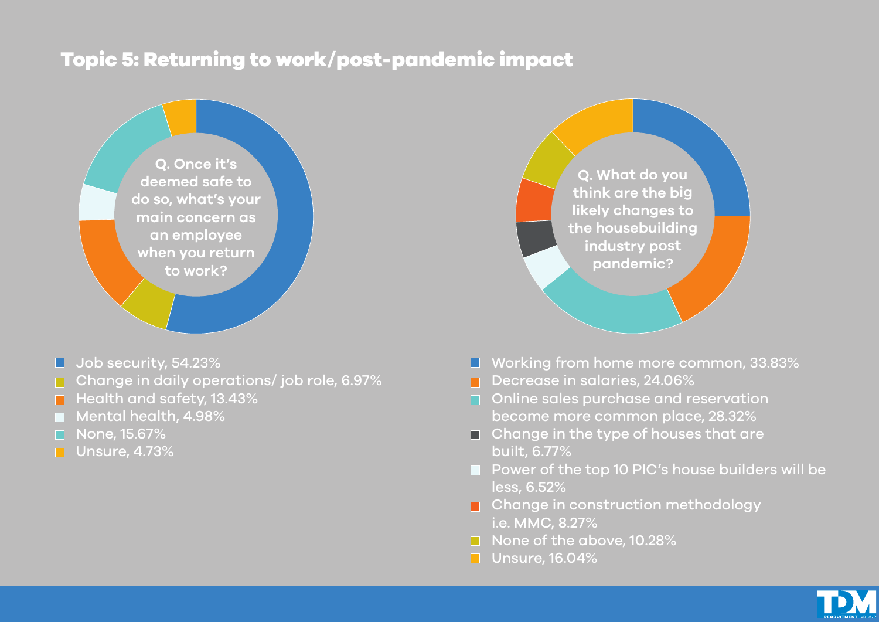## Topic 5: Returning to work/post-pandemic impact

**Q. Once it's deemed safe to do so, what's your main concern as an employee when you return to work?**

- Job security, 54.23%
- Change in daily operations/ job role, 6.97%
- Health and safety, 13.43%
- Mental health, 4.98%
- None, 15.67%
- Unsure, 4.73%

**Q. What do you think are the big likely changes to the housebuilding industry post pandemic?**

- Working from home more common, 33.83%
- Decrease in salaries, 24.06%
- Online sales purchase and reservation become more common place, 28.32%
- Change in the type of houses that are built, 6.77%
- Power of the top 10 PIC's house builders will be less, 6.52%
- Change in construction methodology i.e. MMC, 8.27%
- None of the above, 10.28%
- Unsure, 16.04%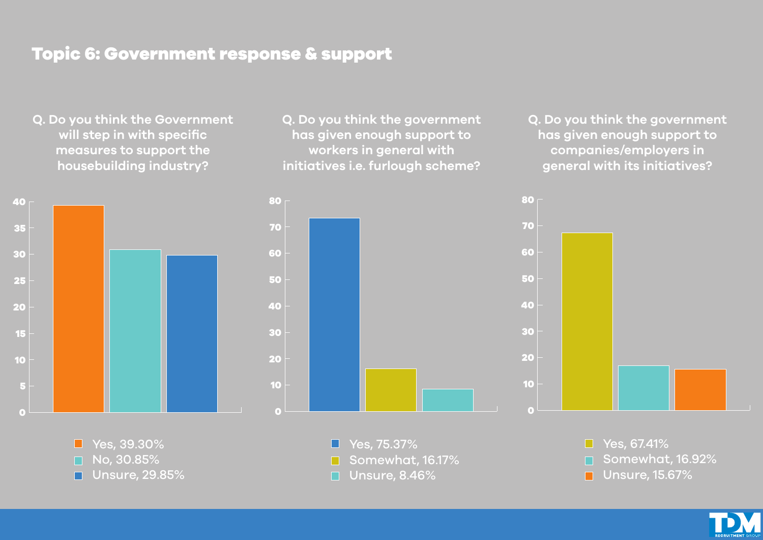# Topic 6: Government response & support

**Q. Do you think the Government will step in with specific measures to support the housebuilding industry?**

- Yes, 39.30%
- No, 30.85%
- Unsure, 29.85%

**Q. Do you think the government has given enough support to workers in general with initiatives i.e. furlough scheme?**

- Yes, 75.37%
- Somewhat, 16.17%
- Unsure, 8.46%

**Q. Do you think the government has given enough support to companies/employers in general with its initiatives?**

- Yes, 67.41%
- Somewhat, 16.92%
- Unsure, 15.67%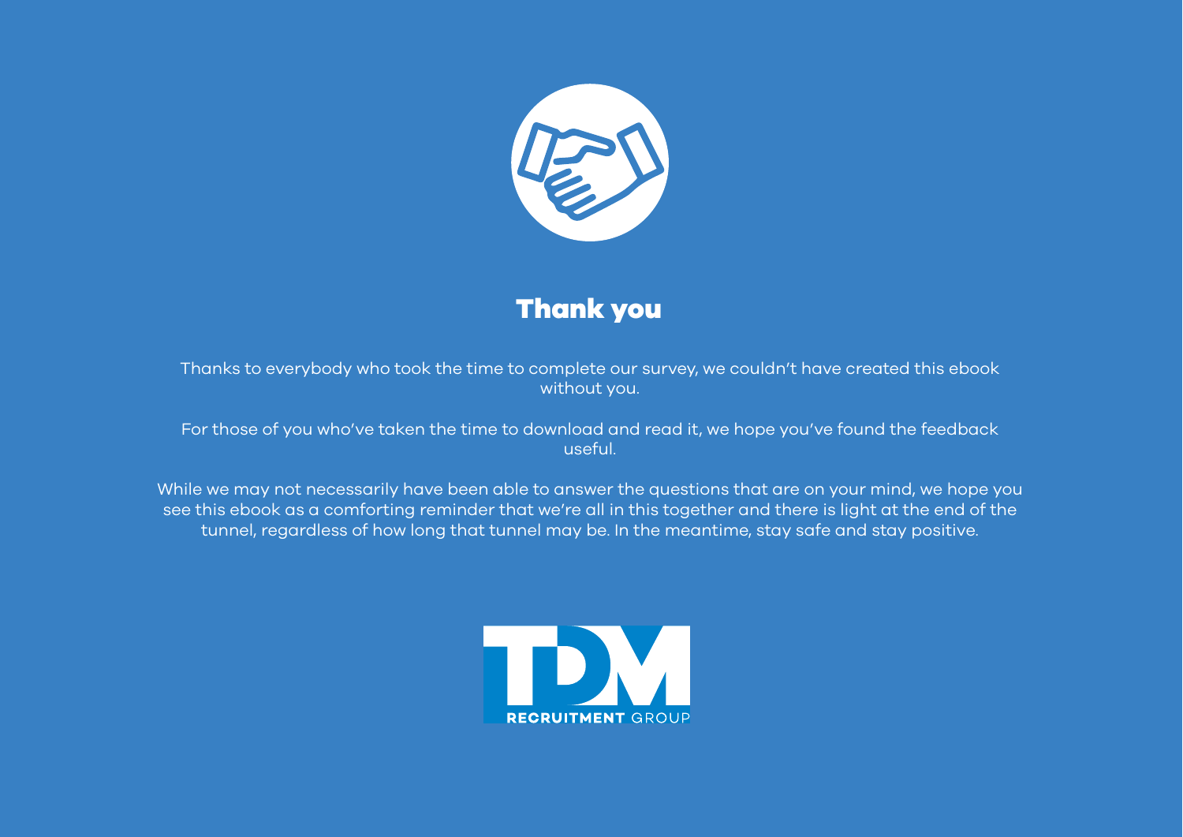# Thank you

Thanks to everybody who took the time to complete our survey, we couldn't have created this ebook without you.

For those of you who've taken the time to download and read it, we hope you've found the feedback useful.

While we may not necessarily have been able to answer the questions that are on your mind, we hope you see this ebook as a comforting reminder that we're all in this together and there is light at the end of the tunnel, regardless of how long that tunnel may be. In the meantime, stay safe and stay positive.

TDM RECRUITMENT GROUP